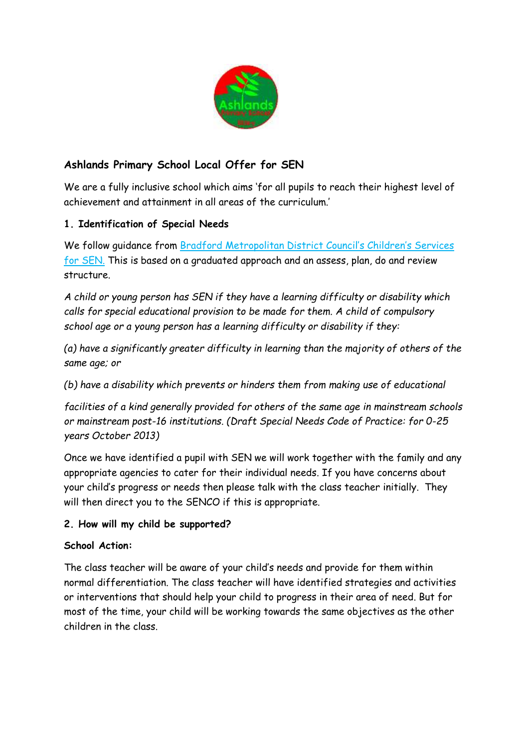## Ashlands Primary School Local Offer for SEN

We are a fully inclusive school which aims 'for all pupils to reach their highest level of achievement and attainment in all areas of the curriculum.'

### 1. Identification of Special Needs

We follow guidance from [Bradford Metropolitan District Council's Children's Services for SEN.](#) This is based on a graduated approach and an assess, plan, do and review structure.

*A child or young person has SEN if they have a learning difficulty or disability which calls for special educational provision to be made for them. A child of compulsory school age or a young person has a learning difficulty or disability if they:*

*(a) have a significantly greater difficulty in learning than the majority of others of the same age; or*

*(b) have a disability which prevents or hinders them from making use of educational facilities of a kind generally provided for others of the same age in mainstream schools or mainstream post-16 institutions. (Draft Special Needs Code of Practice: for 0-25 years October 2013)*

Once we have identified a pupil with SEN we will work together with the family and any appropriate agencies to cater for their individual needs. If you have concerns about your child's progress or needs then please talk with the class teacher initially. They will then direct you to the SENCO if this is appropriate.

### 2. How will my child be supported?

**School Action:**

The class teacher will be aware of your child's needs and provide for them within normal differentiation. The class teacher will have identified strategies and activities or interventions that should help your child to progress in their area of need. But for most of the time, your child will be working towards the same objectives as the other children in the class.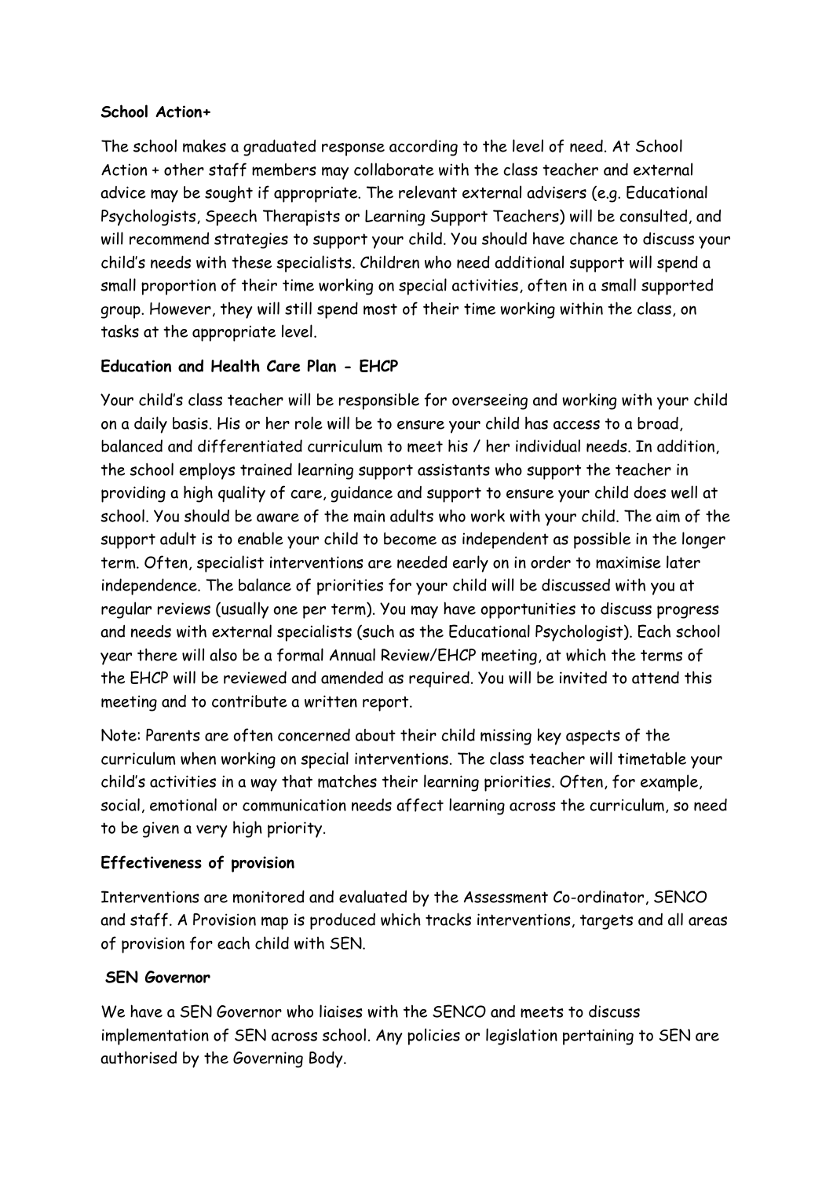**School Action+**

The school makes a graduated response according to the level of need. At School Action + other staff members may collaborate with the class teacher and external advice may be sought if appropriate. The relevant external advisers (e.g. Educational Psychologists, Speech Therapists or Learning Support Teachers) will be consulted, and will recommend strategies to support your child. You should have chance to discuss your child's needs with these specialists. Children who need additional support will spend a small proportion of their time working on special activities, often in a small supported group. However, they will still spend most of their time working within the class, on tasks at the appropriate level.

**Education and Health Care Plan - EHCP**

Your child's class teacher will be responsible for overseeing and working with your child on a daily basis. His or her role will be to ensure your child has access to a broad, balanced and differentiated curriculum to meet his / her individual needs. In addition, the school employs trained learning support assistants who support the teacher in providing a high quality of care, guidance and support to ensure your child does well at school. You should be aware of the main adults who work with your child. The aim of the support adult is to enable your child to become as independent as possible in the longer term. Often, specialist interventions are needed early on in order to maximise later independence. The balance of priorities for your child will be discussed with you at regular reviews (usually one per term). You may have opportunities to discuss progress and needs with external specialists (such as the Educational Psychologist). Each school year there will also be a formal Annual Review/EHCP meeting, at which the terms of the EHCP will be reviewed and amended as required. You will be invited to attend this meeting and to contribute a written report.

Note: Parents are often concerned about their child missing key aspects of the curriculum when working on special interventions. The class teacher will timetable your child's activities in a way that matches their learning priorities. Often, for example, social, emotional or communication needs affect learning across the curriculum, so need to be given a very high priority.

**Effectiveness of provision**

Interventions are monitored and evaluated by the Assessment Co-ordinator, SENCO and staff. A Provision map is produced which tracks interventions, targets and all areas of provision for each child with SEN.

**SEN Governor**

We have a SEN Governor who liaises with the SENCO and meets to discuss implementation of SEN across school. Any policies or legislation pertaining to SEN are authorised by the Governing Body.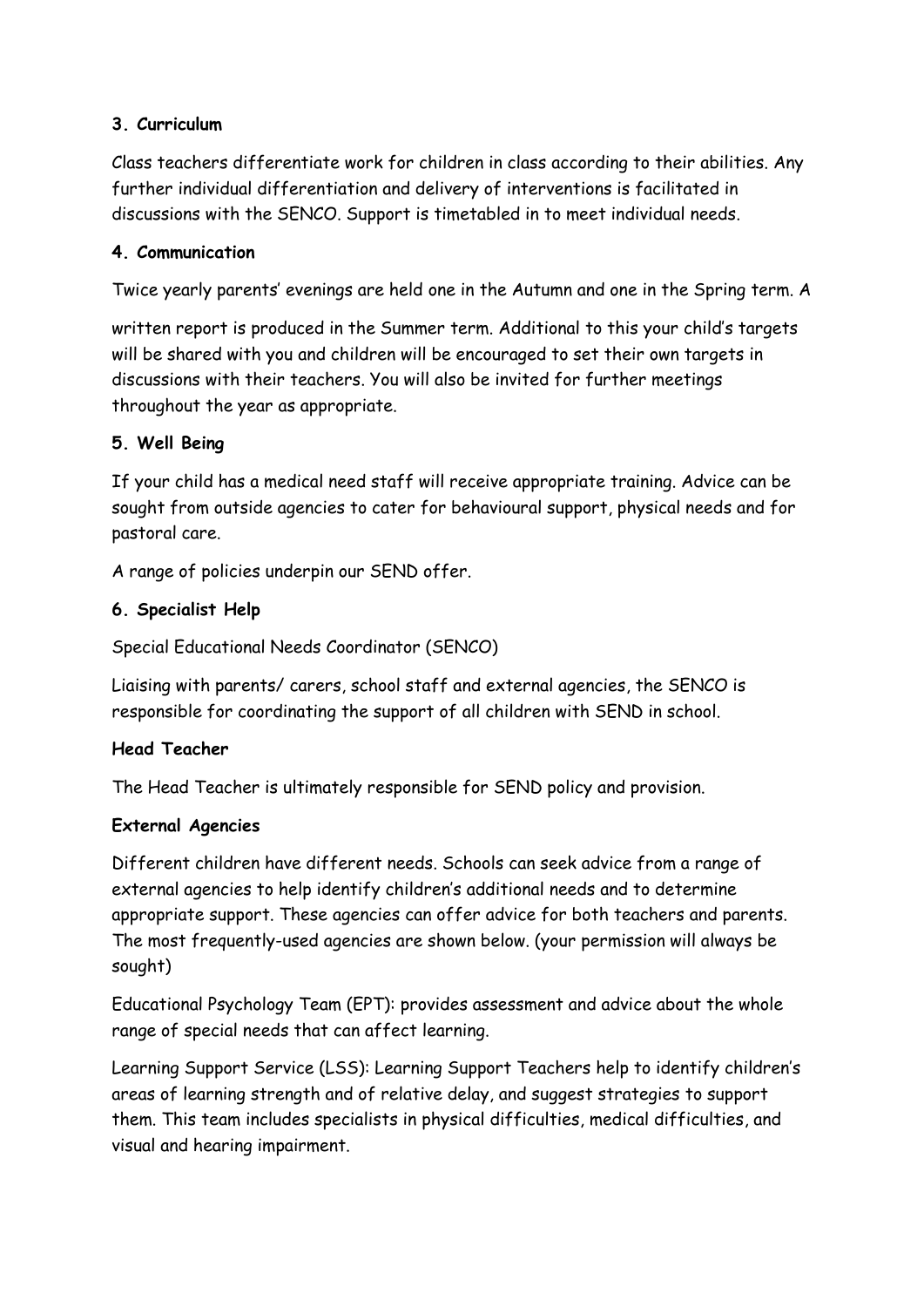### 3. Curriculum

Class teachers differentiate work for children in class according to their abilities. Any further individual differentiation and delivery of interventions is facilitated in discussions with the SENCO. Support is timetabled in to meet individual needs.

### 4. Communication

Twice yearly parents' evenings are held one in the Autumn and one in the Spring term. A written report is produced in the Summer term. Additional to this your child's targets will be shared with you and children will be encouraged to set their own targets in discussions with their teachers. You will also be invited for further meetings throughout the year as appropriate.

### 5. Well Being

If your child has a medical need staff will receive appropriate training. Advice can be sought from outside agencies to cater for behavioural support, physical needs and for pastoral care.

A range of policies underpin our SEND offer.

### 6. Specialist Help

Special Educational Needs Coordinator (SENCO)

Liaising with parents/ carers, school staff and external agencies, the SENCO is responsible for coordinating the support of all children with SEND in school.

**Head Teacher**

The Head Teacher is ultimately responsible for SEND policy and provision.

**External Agencies**

Different children have different needs. Schools can seek advice from a range of external agencies to help identify children's additional needs and to determine appropriate support. These agencies can offer advice for both teachers and parents. The most frequently-used agencies are shown below. (your permission will always be sought)

Educational Psychology Team (EPT): provides assessment and advice about the whole range of special needs that can affect learning.

Learning Support Service (LSS): Learning Support Teachers help to identify children's areas of learning strength and of relative delay, and suggest strategies to support them. This team includes specialists in physical difficulties, medical difficulties, and visual and hearing impairment.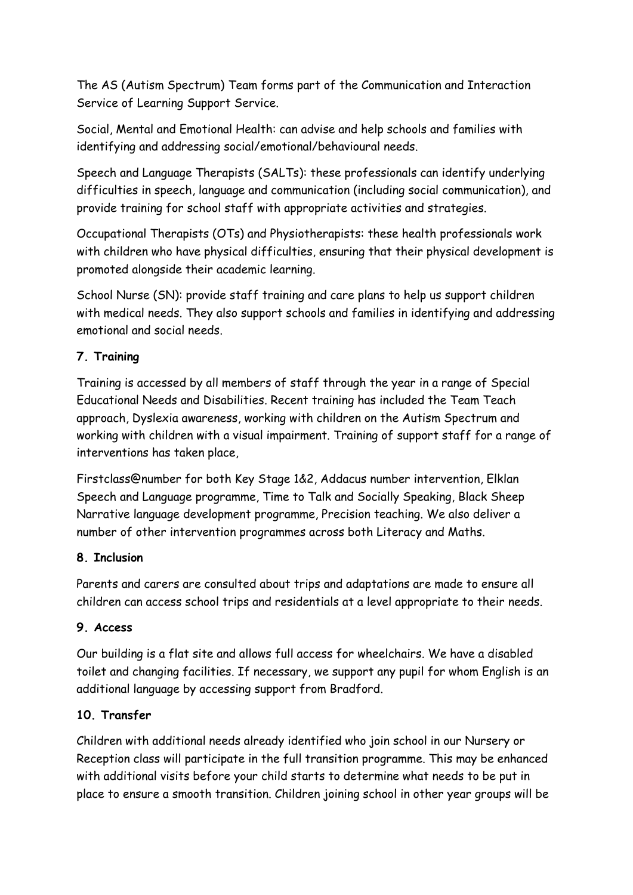The AS (Autism Spectrum) Team forms part of the Communication and Interaction Service of Learning Support Service.

Social, Mental and Emotional Health: can advise and help schools and families with identifying and addressing social/emotional/behavioural needs.

Speech and Language Therapists (SALTs): these professionals can identify underlying difficulties in speech, language and communication (including social communication), and provide training for school staff with appropriate activities and strategies.

Occupational Therapists (OTs) and Physiotherapists: these health professionals work with children who have physical difficulties, ensuring that their physical development is promoted alongside their academic learning.

School Nurse (SN): provide staff training and care plans to help us support children with medical needs. They also support schools and families in identifying and addressing emotional and social needs.

**7. Training**

Training is accessed by all members of staff through the year in a range of Special Educational Needs and Disabilities. Recent training has included the Team Teach approach, Dyslexia awareness, working with children on the Autism Spectrum and working with children with a visual impairment. Training of support staff for a range of interventions has taken place,

Firstclass@number for both Key Stage 1&2, Addacus number intervention, Elklan Speech and Language programme, Time to Talk and Socially Speaking, Black Sheep Narrative language development programme, Precision teaching. We also deliver a number of other intervention programmes across both Literacy and Maths.

**8. Inclusion**

Parents and carers are consulted about trips and adaptations are made to ensure all children can access school trips and residentials at a level appropriate to their needs.

**9. Access**

Our building is a flat site and allows full access for wheelchairs. We have a disabled toilet and changing facilities. If necessary, we support any pupil for whom English is an additional language by accessing support from Bradford.

**10. Transfer**

Children with additional needs already identified who join school in our Nursery or Reception class will participate in the full transition programme. This may be enhanced with additional visits before your child starts to determine what needs to be put in place to ensure a smooth transition. Children joining school in other year groups will be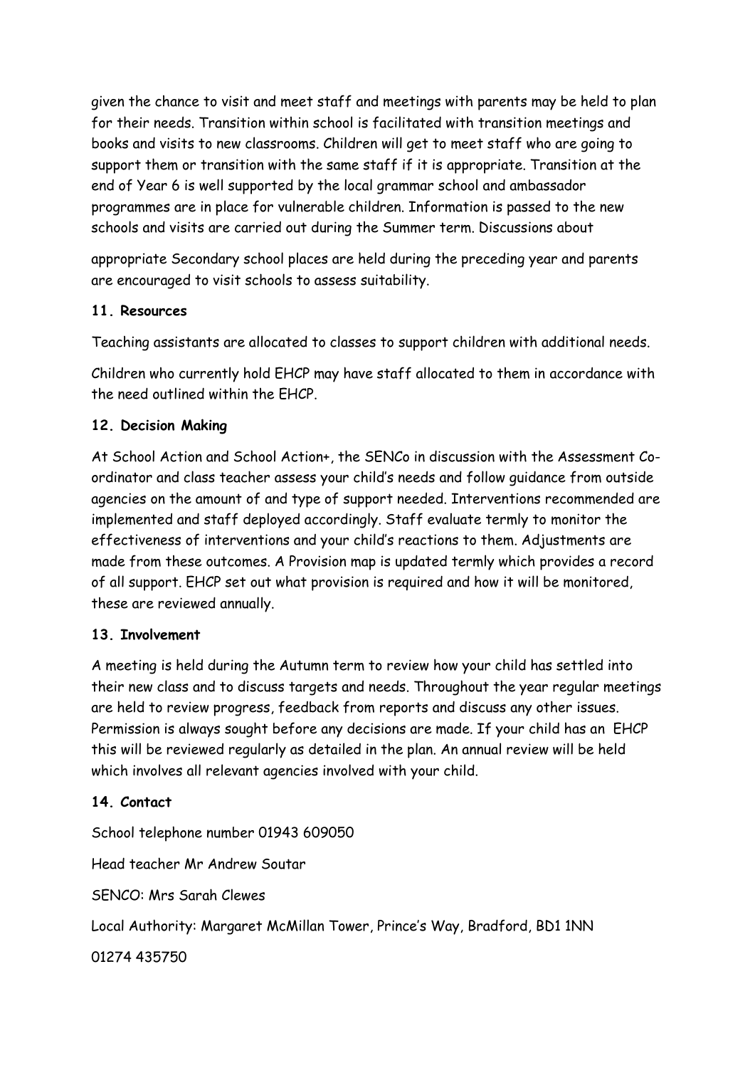given the chance to visit and meet staff and meetings with parents may be held to plan for their needs. Transition within school is facilitated with transition meetings and books and visits to new classrooms. Children will get to meet staff who are going to support them or transition with the same staff if it is appropriate. Transition at the end of Year 6 is well supported by the local grammar school and ambassador programmes are in place for vulnerable children. Information is passed to the new schools and visits are carried out during the Summer term. Discussions about

appropriate Secondary school places are held during the preceding year and parents are encouraged to visit schools to assess suitability.

### 11. Resources

Teaching assistants are allocated to classes to support children with additional needs.

Children who currently hold EHCP may have staff allocated to them in accordance with the need outlined within the EHCP.

### 12. Decision Making

At School Action and School Action+, the SENCo in discussion with the Assessment Co-ordinator and class teacher assess your child's needs and follow guidance from outside agencies on the amount of and type of support needed. Interventions recommended are implemented and staff deployed accordingly. Staff evaluate termly to monitor the effectiveness of interventions and your child's reactions to them. Adjustments are made from these outcomes. A Provision map is updated termly which provides a record of all support. EHCP set out what provision is required and how it will be monitored, these are reviewed annually.

### 13. Involvement

A meeting is held during the Autumn term to review how your child has settled into their new class and to discuss targets and needs. Throughout the year regular meetings are held to review progress, feedback from reports and discuss any other issues. Permission is always sought before any decisions are made. If your child has an EHCP this will be reviewed regularly as detailed in the plan. An annual review will be held which involves all relevant agencies involved with your child.

### 14. Contact

School telephone number 01943 609050

Head teacher Mr Andrew Soutar

SENCO: Mrs Sarah Clewes

Local Authority: Margaret McMillan Tower, Prince's Way, Bradford, BD1 1NN

01274 435750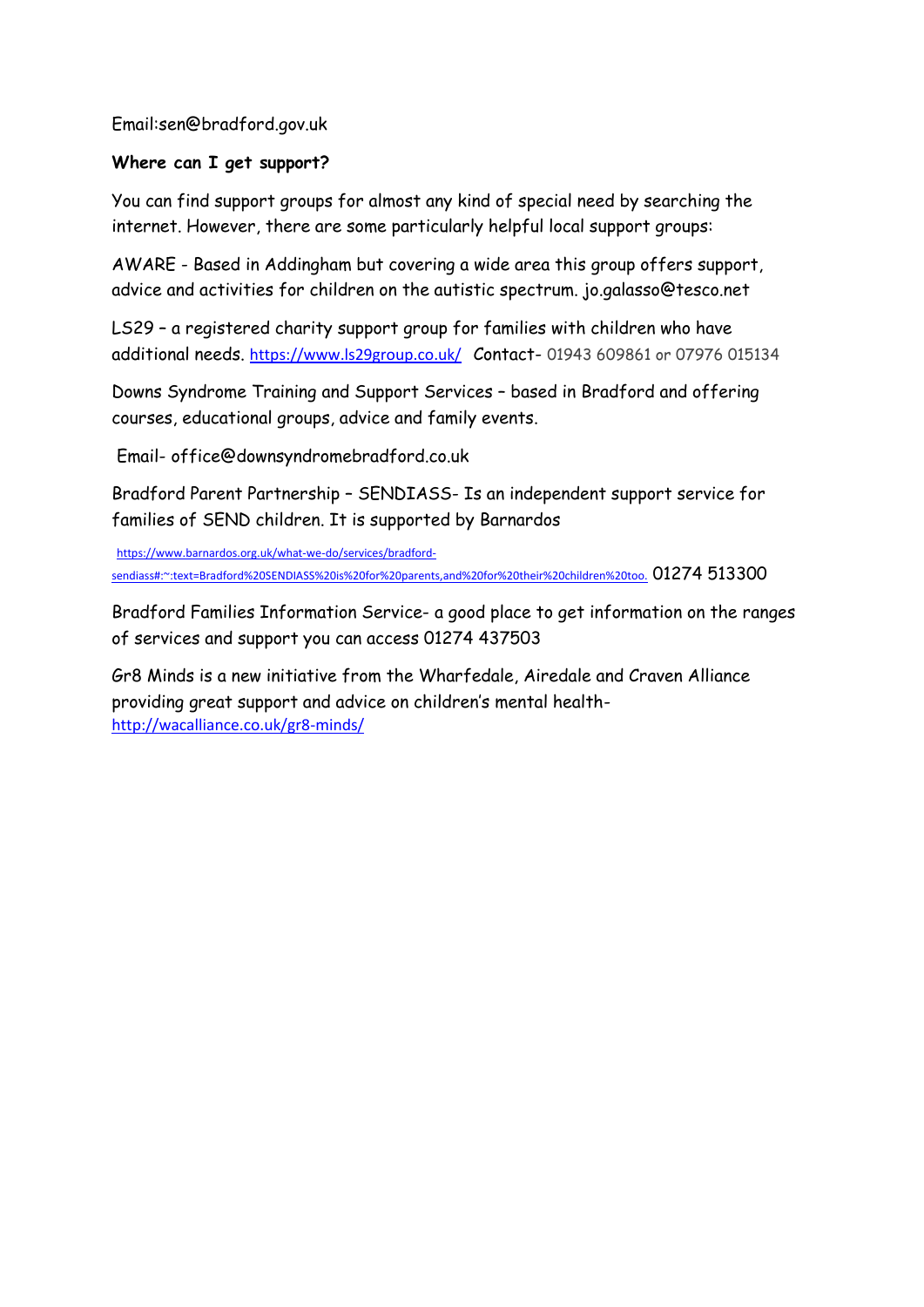Email:sen@bradford.gov.uk

**Where can I get support?**

You can find support groups for almost any kind of special need by searching the internet. However, there are some particularly helpful local support groups:

AWARE - Based in Addingham but covering a wide area this group offers support, advice and activities for children on the autistic spectrum. jo.galasso@tesco.net

LS29 – a registered charity support group for families with children who have additional needs. https://www.ls29group.co.uk/ Contact- 01943 609861 or 07976 015134

Downs Syndrome Training and Support Services – based in Bradford and offering courses, educational groups, advice and family events.

Email- office@downsyndromebradford.co.uk

Bradford Parent Partnership – SENDIASS- Is an independent support service for families of SEND children. It is supported by Barnardos

https://www.barnardos.org.uk/what-we-do/services/bradford-sendiass#:~:text=Bradford%20SENDIASS%20is%20for%20parents,and%20for%20their%20children%20too. 01274 513300

Bradford Families Information Service- a good place to get information on the ranges of services and support you can access 01274 437503

Gr8 Minds is a new initiative from the Wharfedale, Airedale and Craven Alliance providing great support and advice on children's mental health- http://wacalliance.co.uk/gr8-minds/